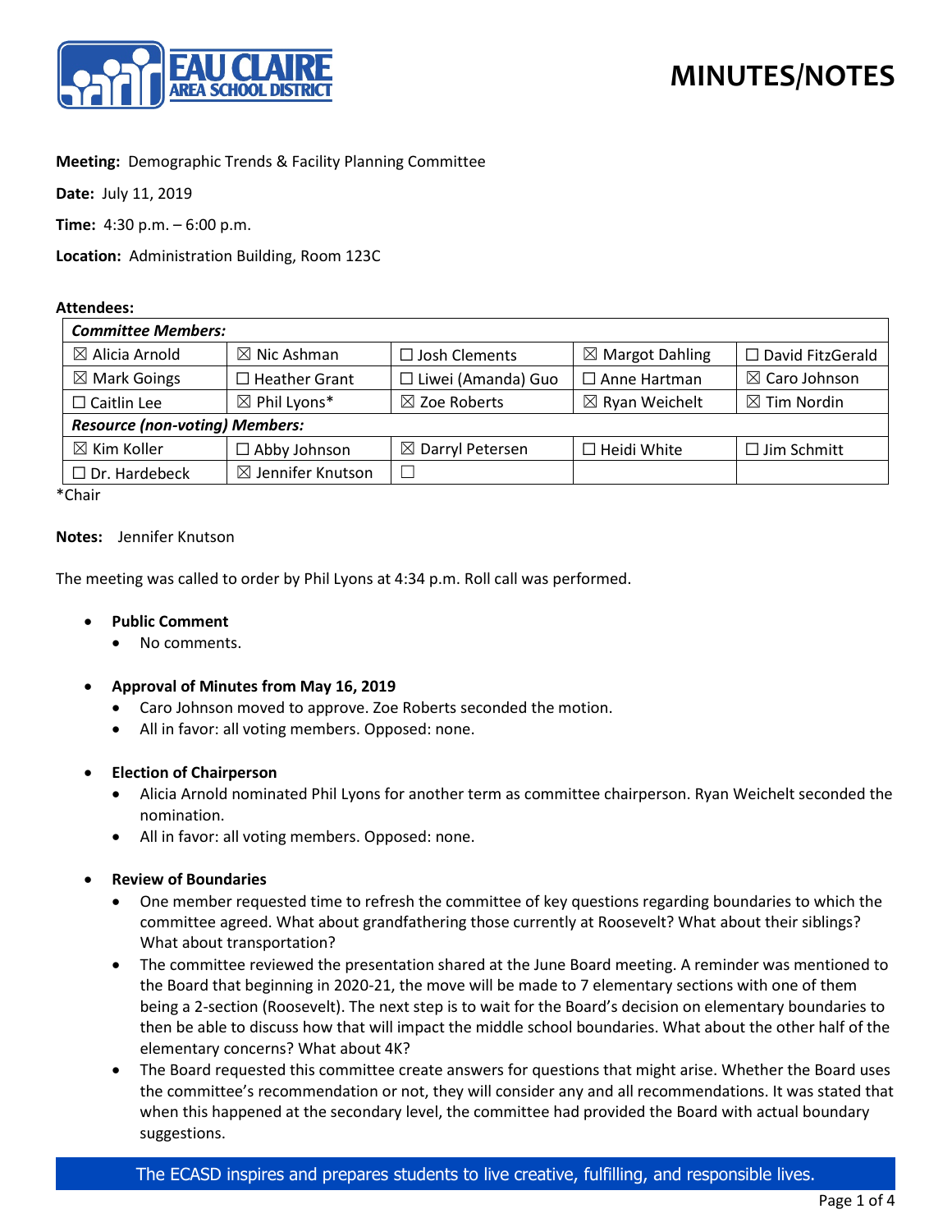# MINUTES/NOTES

**Meeting:** Demographic Trends & Facility Planning Committee

**Date:** July 11, 2019

**Time:** 4:30 p.m. – 6:00 p.m.

**Location:** Administration Building, Room 123C

**Attendees:**

| *Committee Members:* | | | | |
|---|---|---|---|---|
| ☒ Alicia Arnold | ☒ Nic Ashman | ☐ Josh Clements | ☒ Margot Dahling | ☐ David FitzGerald |
| ☒ Mark Goings | ☐ Heather Grant | ☐ Liwei (Amanda) Guo | ☐ Anne Hartman | ☒ Caro Johnson |
| ☐ Caitlin Lee | ☒ Phil Lyons* | ☒ Zoe Roberts | ☒ Ryan Weichelt | ☒ Tim Nordin |
| ***Resource (non-voting) Members:*** | | | | |
| ☒ Kim Koller | ☐ Abby Johnson | ☒ Darryl Petersen | ☐ Heidi White | ☐ Jim Schmitt |
| ☐ Dr. Hardebeck | ☒ Jennifer Knutson | ☐ | | |

*Chair

**Notes:** Jennifer Knutson

The meeting was called to order by Phil Lyons at 4:34 p.m. Roll call was performed.

- **Public Comment**
  - No comments.
- **Approval of Minutes from May 16, 2019**
  - Caro Johnson moved to approve. Zoe Roberts seconded the motion.
  - All in favor: all voting members. Opposed: none.
- **Election of Chairperson**
  - Alicia Arnold nominated Phil Lyons for another term as committee chairperson. Ryan Weichelt seconded the nomination.
  - All in favor: all voting members. Opposed: none.
- **Review of Boundaries**
  - One member requested time to refresh the committee of key questions regarding boundaries to which the committee agreed. What about grandfathering those currently at Roosevelt? What about their siblings? What about transportation?
  - The committee reviewed the presentation shared at the June Board meeting. A reminder was mentioned to the Board that beginning in 2020-21, the move will be made to 7 elementary sections with one of them being a 2-section (Roosevelt). The next step is to wait for the Board's decision on elementary boundaries to then be able to discuss how that will impact the middle school boundaries. What about the other half of the elementary concerns? What about 4K?
  - The Board requested this committee create answers for questions that might arise. Whether the Board uses the committee's recommendation or not, they will consider any and all recommendations. It was stated that when this happened at the secondary level, the committee had provided the Board with actual boundary suggestions.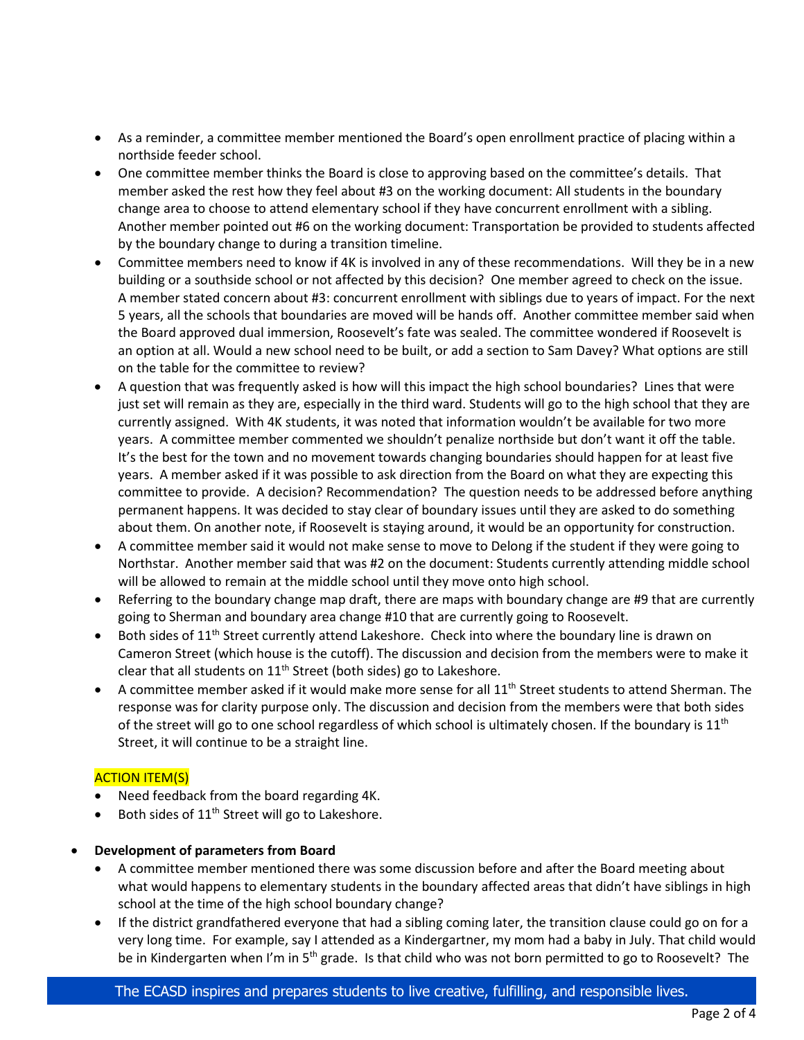- As a reminder, a committee member mentioned the Board's open enrollment practice of placing within a northside feeder school.
- One committee member thinks the Board is close to approving based on the committee's details. That member asked the rest how they feel about #3 on the working document: All students in the boundary change area to choose to attend elementary school if they have concurrent enrollment with a sibling. Another member pointed out #6 on the working document: Transportation be provided to students affected by the boundary change to during a transition timeline.
- Committee members need to know if 4K is involved in any of these recommendations. Will they be in a new building or a southside school or not affected by this decision? One member agreed to check on the issue. A member stated concern about #3: concurrent enrollment with siblings due to years of impact. For the next 5 years, all the schools that boundaries are moved will be hands off. Another committee member said when the Board approved dual immersion, Roosevelt's fate was sealed. The committee wondered if Roosevelt is an option at all. Would a new school need to be built, or add a section to Sam Davey? What options are still on the table for the committee to review?
- A question that was frequently asked is how will this impact the high school boundaries? Lines that were just set will remain as they are, especially in the third ward. Students will go to the high school that they are currently assigned. With 4K students, it was noted that information wouldn't be available for two more years. A committee member commented we shouldn't penalize northside but don't want it off the table. It's the best for the town and no movement towards changing boundaries should happen for at least five years. A member asked if it was possible to ask direction from the Board on what they are expecting this committee to provide. A decision? Recommendation? The question needs to be addressed before anything permanent happens. It was decided to stay clear of boundary issues until they are asked to do something about them. On another note, if Roosevelt is staying around, it would be an opportunity for construction.
- A committee member said it would not make sense to move to Delong if the student if they were going to Northstar. Another member said that was #2 on the document: Students currently attending middle school will be allowed to remain at the middle school until they move onto high school.
- Referring to the boundary change map draft, there are maps with boundary change are #9 that are currently going to Sherman and boundary area change #10 that are currently going to Roosevelt.
- Both sides of 11th Street currently attend Lakeshore. Check into where the boundary line is drawn on Cameron Street (which house is the cutoff). The discussion and decision from the members were to make it clear that all students on 11th Street (both sides) go to Lakeshore.
- A committee member asked if it would make more sense for all 11th Street students to attend Sherman. The response was for clarity purpose only. The discussion and decision from the members were that both sides of the street will go to one school regardless of which school is ultimately chosen. If the boundary is 11th Street, it will continue to be a straight line.

ACTION ITEM(S)

- Need feedback from the board regarding 4K.
- Both sides of 11th Street will go to Lakeshore.

- **Development of parameters from Board**
  - A committee member mentioned there was some discussion before and after the Board meeting about what would happens to elementary students in the boundary affected areas that didn't have siblings in high school at the time of the high school boundary change?
  - If the district grandfathered everyone that had a sibling coming later, the transition clause could go on for a very long time. For example, say I attended as a Kindergartner, my mom had a baby in July. That child would be in Kindergarten when I'm in 5th grade. Is that child who was not born permitted to go to Roosevelt? The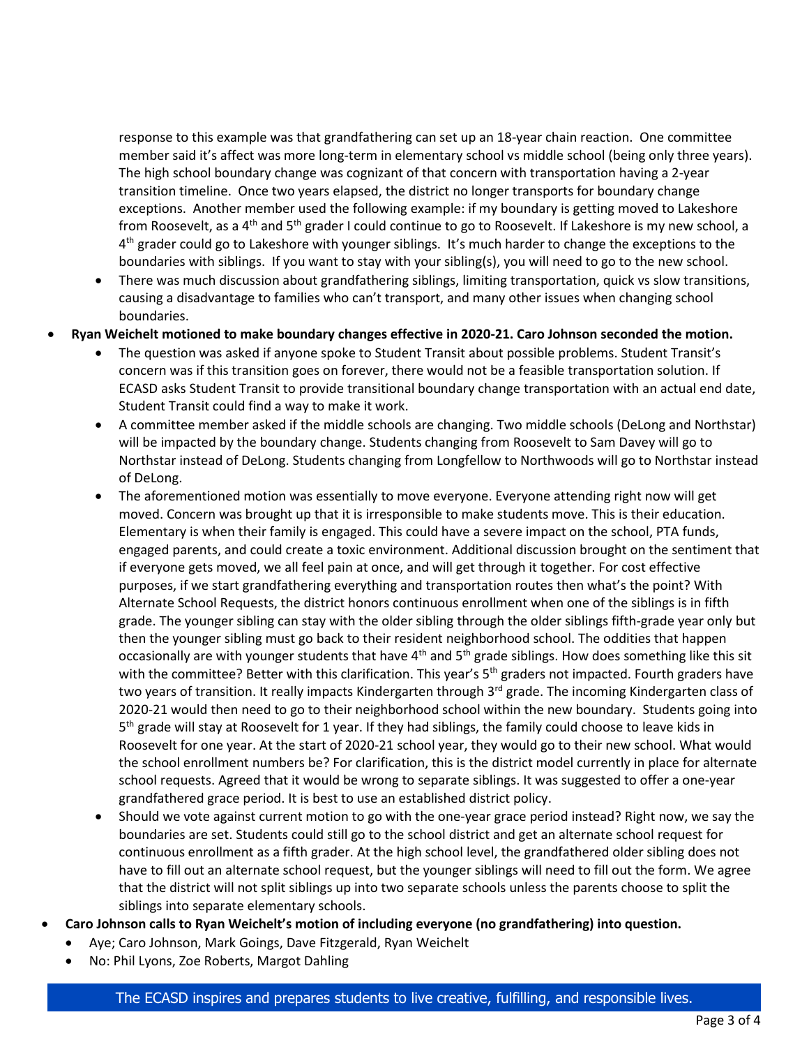response to this example was that grandfathering can set up an 18-year chain reaction. One committee member said it's affect was more long-term in elementary school vs middle school (being only three years). The high school boundary change was cognizant of that concern with transportation having a 2-year transition timeline. Once two years elapsed, the district no longer transports for boundary change exceptions. Another member used the following example: if my boundary is getting moved to Lakeshore from Roosevelt, as a 4th and 5th grader I could continue to go to Roosevelt. If Lakeshore is my new school, a 4th grader could go to Lakeshore with younger siblings. It's much harder to change the exceptions to the boundaries with siblings. If you want to stay with your sibling(s), you will need to go to the new school.

  - There was much discussion about grandfathering siblings, limiting transportation, quick vs slow transitions, causing a disadvantage to families who can't transport, and many other issues when changing school boundaries.

- **Ryan Weichelt motioned to make boundary changes effective in 2020-21. Caro Johnson seconded the motion.**
  - The question was asked if anyone spoke to Student Transit about possible problems. Student Transit's concern was if this transition goes on forever, there would not be a feasible transportation solution. If ECASD asks Student Transit to provide transitional boundary change transportation with an actual end date, Student Transit could find a way to make it work.
  - A committee member asked if the middle schools are changing. Two middle schools (DeLong and Northstar) will be impacted by the boundary change. Students changing from Roosevelt to Sam Davey will go to Northstar instead of DeLong. Students changing from Longfellow to Northwoods will go to Northstar instead of DeLong.
  - The aforementioned motion was essentially to move everyone. Everyone attending right now will get moved. Concern was brought up that it is irresponsible to make students move. This is their education. Elementary is when their family is engaged. This could have a severe impact on the school, PTA funds, engaged parents, and could create a toxic environment. Additional discussion brought on the sentiment that if everyone gets moved, we all feel pain at once, and will get through it together. For cost effective purposes, if we start grandfathering everything and transportation routes then what's the point? With Alternate School Requests, the district honors continuous enrollment when one of the siblings is in fifth grade. The younger sibling can stay with the older sibling through the older siblings fifth-grade year only but then the younger sibling must go back to their resident neighborhood school. The oddities that happen occasionally are with younger students that have 4th and 5th grade siblings. How does something like this sit with the committee? Better with this clarification. This year's 5th graders not impacted. Fourth graders have two years of transition. It really impacts Kindergarten through 3rd grade. The incoming Kindergarten class of 2020-21 would then need to go to their neighborhood school within the new boundary. Students going into 5th grade will stay at Roosevelt for 1 year. If they had siblings, the family could choose to leave kids in Roosevelt for one year. At the start of 2020-21 school year, they would go to their new school. What would the school enrollment numbers be? For clarification, this is the district model currently in place for alternate school requests. Agreed that it would be wrong to separate siblings. It was suggested to offer a one-year grandfathered grace period. It is best to use an established district policy.
  - Should we vote against current motion to go with the one-year grace period instead? Right now, we say the boundaries are set. Students could still go to the school district and get an alternate school request for continuous enrollment as a fifth grader. At the high school level, the grandfathered older sibling does not have to fill out an alternate school request, but the younger siblings will need to fill out the form. We agree that the district will not split siblings up into two separate schools unless the parents choose to split the siblings into separate elementary schools.
- **Caro Johnson calls to Ryan Weichelt's motion of including everyone (no grandfathering) into question.**
  - Aye; Caro Johnson, Mark Goings, Dave Fitzgerald, Ryan Weichelt
  - No: Phil Lyons, Zoe Roberts, Margot Dahling

The ECASD inspires and prepares students to live creative, fulfilling, and responsible lives.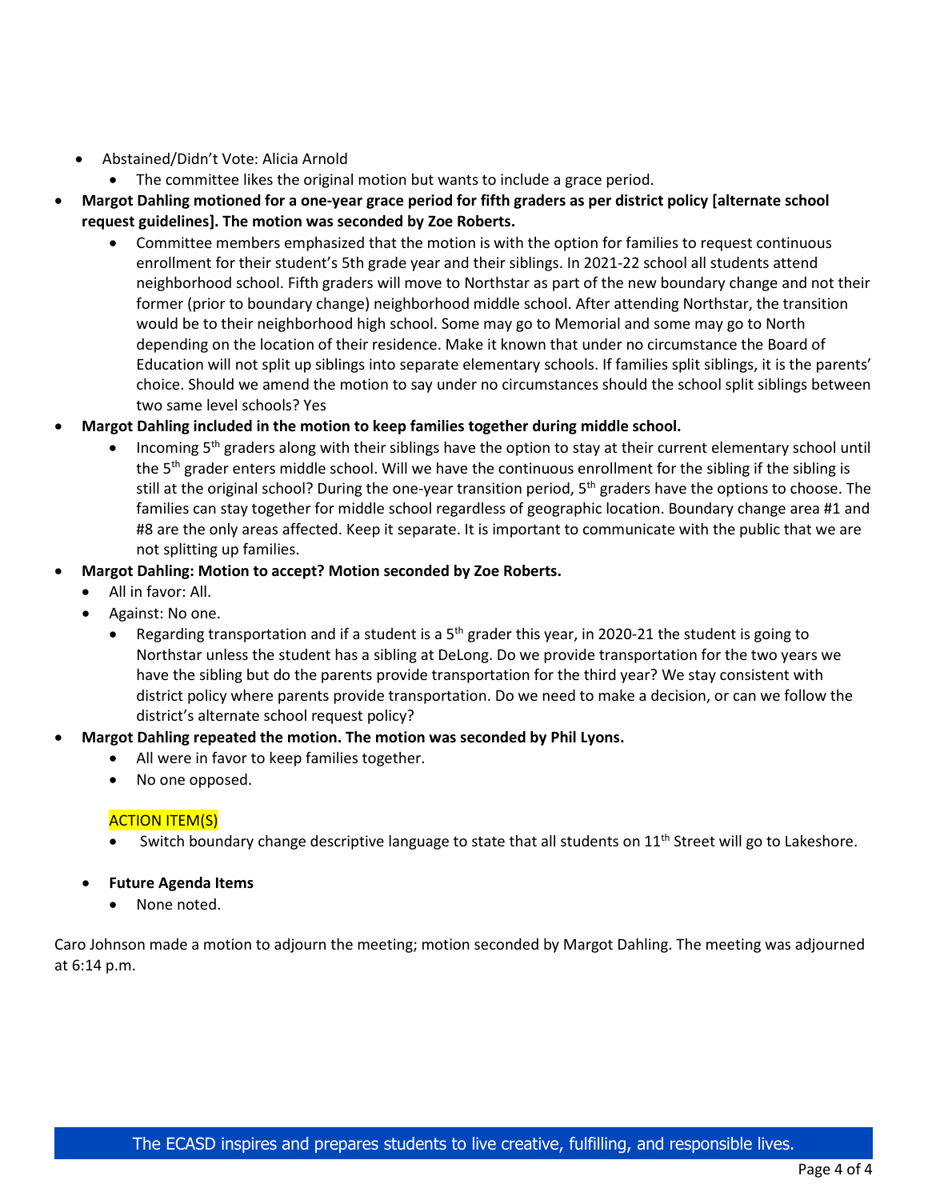- Abstained/Didn't Vote: Alicia Arnold
    - The committee likes the original motion but wants to include a grace period.
- **Margot Dahling motioned for a one-year grace period for fifth graders as per district policy [alternate school request guidelines]. The motion was seconded by Zoe Roberts.**
    - Committee members emphasized that the motion is with the option for families to request continuous enrollment for their student's 5th grade year and their siblings. In 2021-22 school all students attend neighborhood school. Fifth graders will move to Northstar as part of the new boundary change and not their former (prior to boundary change) neighborhood middle school. After attending Northstar, the transition would be to their neighborhood high school. Some may go to Memorial and some may go to North depending on the location of their residence. Make it known that under no circumstance the Board of Education will not split up siblings into separate elementary schools. If families split siblings, it is the parents' choice. Should we amend the motion to say under no circumstances should the school split siblings between two same level schools? Yes
- **Margot Dahling included in the motion to keep families together during middle school.**
    - Incoming 5th graders along with their siblings have the option to stay at their current elementary school until the 5th grader enters middle school. Will we have the continuous enrollment for the sibling if the sibling is still at the original school? During the one-year transition period, 5th graders have the options to choose. The families can stay together for middle school regardless of geographic location. Boundary change area #1 and #8 are the only areas affected. Keep it separate. It is important to communicate with the public that we are not splitting up families.
- **Margot Dahling: Motion to accept? Motion seconded by Zoe Roberts.**
    - All in favor: All.
    - Against: No one.
        - Regarding transportation and if a student is a 5th grader this year, in 2020-21 the student is going to Northstar unless the student has a sibling at DeLong. Do we provide transportation for the two years we have the sibling but do the parents provide transportation for the third year? We stay consistent with district policy where parents provide transportation. Do we need to make a decision, or can we follow the district's alternate school request policy?
- **Margot Dahling repeated the motion. The motion was seconded by Phil Lyons.**
    - All were in favor to keep families together.
    - No one opposed.

ACTION ITEM(S)

- Switch boundary change descriptive language to state that all students on 11th Street will go to Lakeshore.

- **Future Agenda Items**
    - None noted.

Caro Johnson made a motion to adjourn the meeting; motion seconded by Margot Dahling. The meeting was adjourned at 6:14 p.m.

The ECASD inspires and prepares students to live creative, fulfilling, and responsible lives.